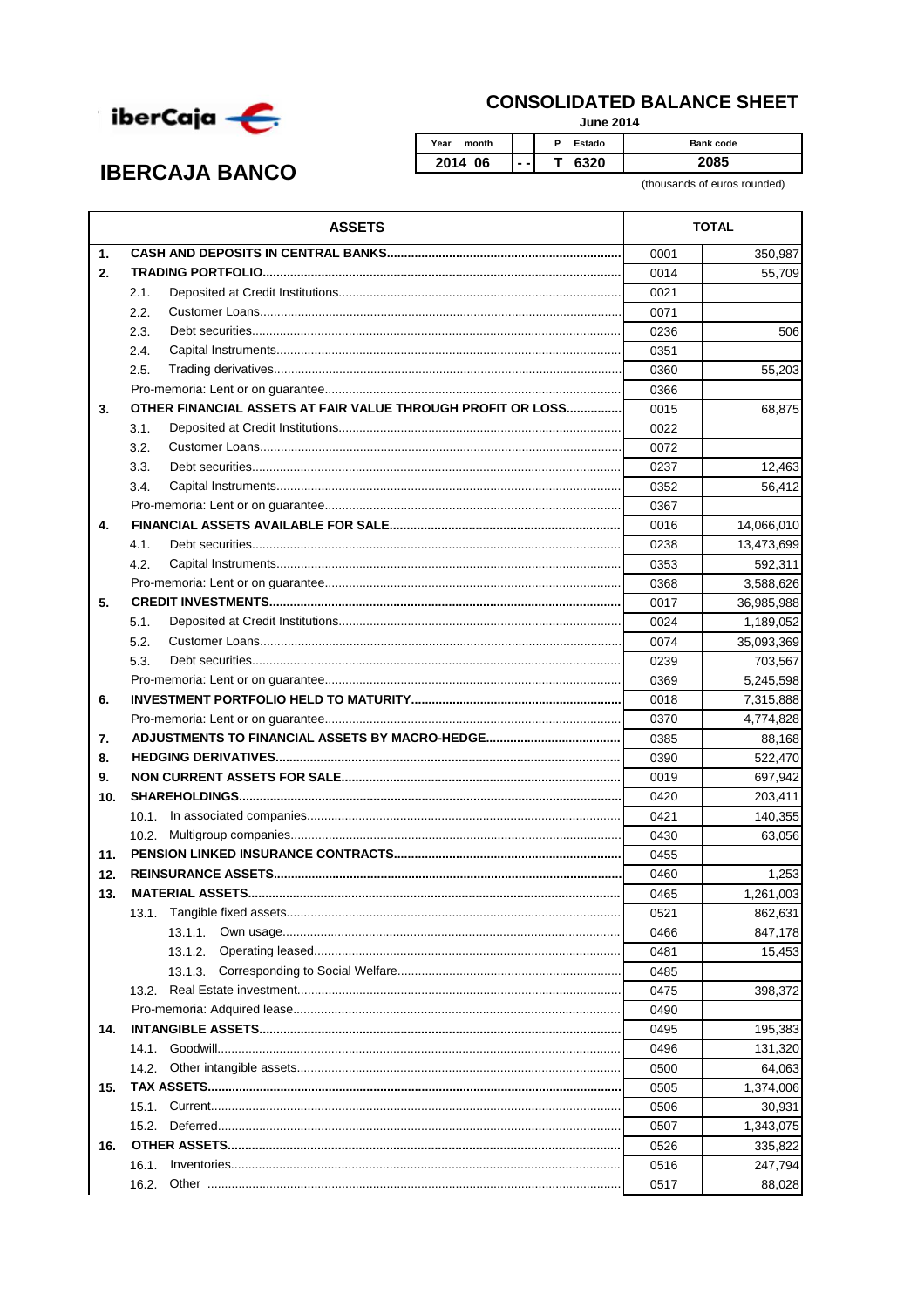# IBERCAJA BANCO

## CONSOLIDATED BALANCE SHEET

**June 2014**

| Year month | | P Estado | Bank code |
|---|---|---|---|
| 2014 06 | - - | T 6320 | 2085 |

(thousands of euros rounded)

| ASSETS | | TOTAL |
|---|---|---|
| **1. CASH AND DEPOSITS IN CENTRAL BANKS** | 0001 | 350,987 |
| **2. TRADING PORTFOLIO** | 0014 | 55,709 |
| 2.1. Deposited at Credit Institutions | 0021 | |
| 2.2. Customer Loans | 0071 | |
| 2.3. Debt securities | 0236 | 506 |
| 2.4. Capital Instruments | 0351 | |
| 2.5. Trading derivatives | 0360 | 55,203 |
| Pro-memoria: Lent or on guarantee | 0366 | |
| **3. OTHER FINANCIAL ASSETS AT FAIR VALUE THROUGH PROFIT OR LOSS** | 0015 | 68,875 |
| 3.1. Deposited at Credit Institutions | 0022 | |
| 3.2. Customer Loans | 0072 | |
| 3.3. Debt securities | 0237 | 12,463 |
| 3.4. Capital Instruments | 0352 | 56,412 |
| Pro-memoria: Lent or on guarantee | 0367 | |
| **4. FINANCIAL ASSETS AVAILABLE FOR SALE** | 0016 | 14,066,010 |
| 4.1. Debt securities | 0238 | 13,473,699 |
| 4.2. Capital Instruments | 0353 | 592,311 |
| Pro-memoria: Lent or on guarantee | 0368 | 3,588,626 |
| **5. CREDIT INVESTMENTS** | 0017 | 36,985,988 |
| 5.1. Deposited at Credit Institutions | 0024 | 1,189,052 |
| 5.2. Customer Loans | 0074 | 35,093,369 |
| 5.3. Debt securities | 0239 | 703,567 |
| Pro-memoria: Lent or on guarantee | 0369 | 5,245,598 |
| **6. INVESTMENT PORTFOLIO HELD TO MATURITY** | 0018 | 7,315,888 |
| Pro-memoria: Lent or on guarantee | 0370 | 4,774,828 |
| **7. ADJUSTMENTS TO FINANCIAL ASSETS BY MACRO-HEDGE** | 0385 | 88,168 |
| **8. HEDGING DERIVATIVES** | 0390 | 522,470 |
| **9. NON CURRENT ASSETS FOR SALE** | 0019 | 697,942 |
| **10. SHAREHOLDINGS** | 0420 | 203,411 |
| 10.1. In associated companies | 0421 | 140,355 |
| 10.2. Multigroup companies | 0430 | 63,056 |
| **11. PENSION LINKED INSURANCE CONTRACTS** | 0455 | |
| **12. REINSURANCE ASSETS** | 0460 | 1,253 |
| **13. MATERIAL ASSETS** | 0465 | 1,261,003 |
| 13.1. Tangible fixed assets | 0521 | 862,631 |
| 13.1.1. Own usage | 0466 | 847,178 |
| 13.1.2. Operating leased | 0481 | 15,453 |
| 13.1.3. Corresponding to Social Welfare | 0485 | |
| 13.2. Real Estate investment | 0475 | 398,372 |
| Pro-memoria: Adquired lease | 0490 | |
| **14. INTANGIBLE ASSETS** | 0495 | 195,383 |
| 14.1. Goodwill | 0496 | 131,320 |
| 14.2. Other intangible assets | 0500 | 64,063 |
| **15. TAX ASSETS** | 0505 | 1,374,006 |
| 15.1. Current | 0506 | 30,931 |
| 15.2. Deferred | 0507 | 1,343,075 |
| **16. OTHER ASSETS** | 0526 | 335,822 |
| 16.1. Inventories | 0516 | 247,794 |
| 16.2. Other | 0517 | 88,028 |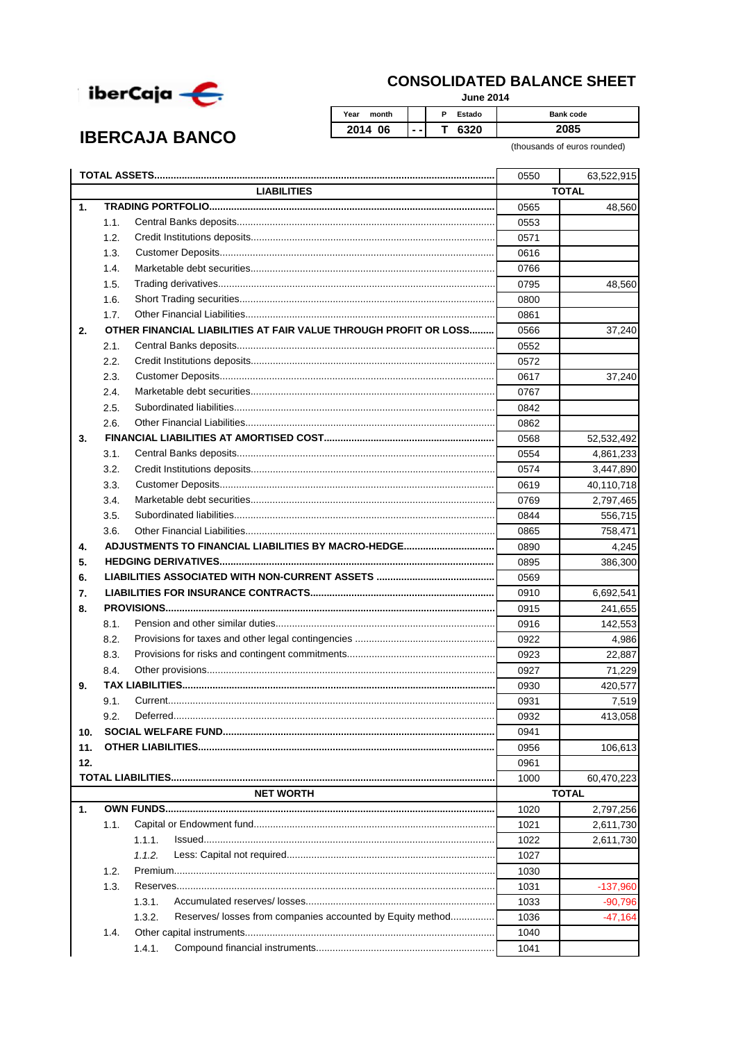iberCaja

# IBERCAJA BANCO

## CONSOLIDATED BALANCE SHEET

**June 2014**

| Year month | | P Estado | Bank code |
|---|---|---|---|
| 2014 06 | - - | T 6320 | 2085 |

(thousands of euros rounded)

| | | Code | |
|---|---|---|---|
| **TOTAL ASSETS** | | 0550 | 63,522,915 |
| | **LIABILITIES** | | **TOTAL** |
| **1.** | **TRADING PORTFOLIO** | 0565 | 48,560 |
| 1.1. | Central Banks deposits | 0553 | |
| 1.2. | Credit Institutions deposits | 0571 | |
| 1.3. | Customer Deposits | 0616 | |
| 1.4. | Marketable debt securities | 0766 | |
| 1.5. | Trading derivatives | 0795 | 48,560 |
| 1.6. | Short Trading securities | 0800 | |
| 1.7. | Other Financial Liabilities | 0861 | |
| **2.** | **OTHER FINANCIAL LIABILITIES AT FAIR VALUE THROUGH PROFIT OR LOSS** | 0566 | 37,240 |
| 2.1. | Central Banks deposits | 0552 | |
| 2.2. | Credit Institutions deposits | 0572 | |
| 2.3. | Customer Deposits | 0617 | 37,240 |
| 2.4. | Marketable debt securities | 0767 | |
| 2.5. | Subordinated liabilities | 0842 | |
| 2.6. | Other Financial Liabilities | 0862 | |
| **3.** | **FINANCIAL LIABILITIES AT AMORTISED COST** | 0568 | 52,532,492 |
| 3.1. | Central Banks deposits | 0554 | 4,861,233 |
| 3.2. | Credit Institutions deposits | 0574 | 3,447,890 |
| 3.3. | Customer Deposits | 0619 | 40,110,718 |
| 3.4. | Marketable debt securities | 0769 | 2,797,465 |
| 3.5. | Subordinated liabilities | 0844 | 556,715 |
| 3.6. | Other Financial Liabilities | 0865 | 758,471 |
| **4.** | **ADJUSTMENTS TO FINANCIAL LIABILITIES BY MACRO-HEDGE** | 0890 | 4,245 |
| **5.** | **HEDGING DERIVATIVES** | 0895 | 386,300 |
| **6.** | **LIABILITIES ASSOCIATED WITH NON-CURRENT ASSETS** | 0569 | |
| **7.** | **LIABILITIES FOR INSURANCE CONTRACTS** | 0910 | 6,692,541 |
| **8.** | **PROVISIONS** | 0915 | 241,655 |
| 8.1. | Pension and other similar duties | 0916 | 142,553 |
| 8.2. | Provisions for taxes and other legal contingencies | 0922 | 4,986 |
| 8.3. | Provisions for risks and contingent commitments | 0923 | 22,887 |
| 8.4. | Other provisions | 0927 | 71,229 |
| **9.** | **TAX LIABILITIES** | 0930 | 420,577 |
| 9.1. | Current | 0931 | 7,519 |
| 9.2. | Deferred | 0932 | 413,058 |
| **10.** | **SOCIAL WELFARE FUND** | 0941 | |
| **11.** | **OTHER LIABILITIES** | 0956 | 106,613 |
| **12.** | | 0961 | |
| **TOTAL LIABILITIES** | | 1000 | 60,470,223 |
| | **NET WORTH** | | **TOTAL** |
| **1.** | **OWN FUNDS** | 1020 | 2,797,256 |
| 1.1. | Capital or Endowment fund | 1021 | 2,611,730 |
| 1.1.1. | Issued | 1022 | 2,611,730 |
| *1.1.2.* | Less: Capital not required | 1027 | |
| 1.2. | Premium | 1030 | |
| 1.3. | Reserves | 1031 | -137,960 |
| 1.3.1. | Accumulated reserves/ losses | 1033 | -90,796 |
| 1.3.2. | Reserves/ losses from companies accounted by Equity method | 1036 | -47,164 |
| 1.4. | Other capital instruments | 1040 | |
| 1.4.1. | Compound financial instruments | 1041 | |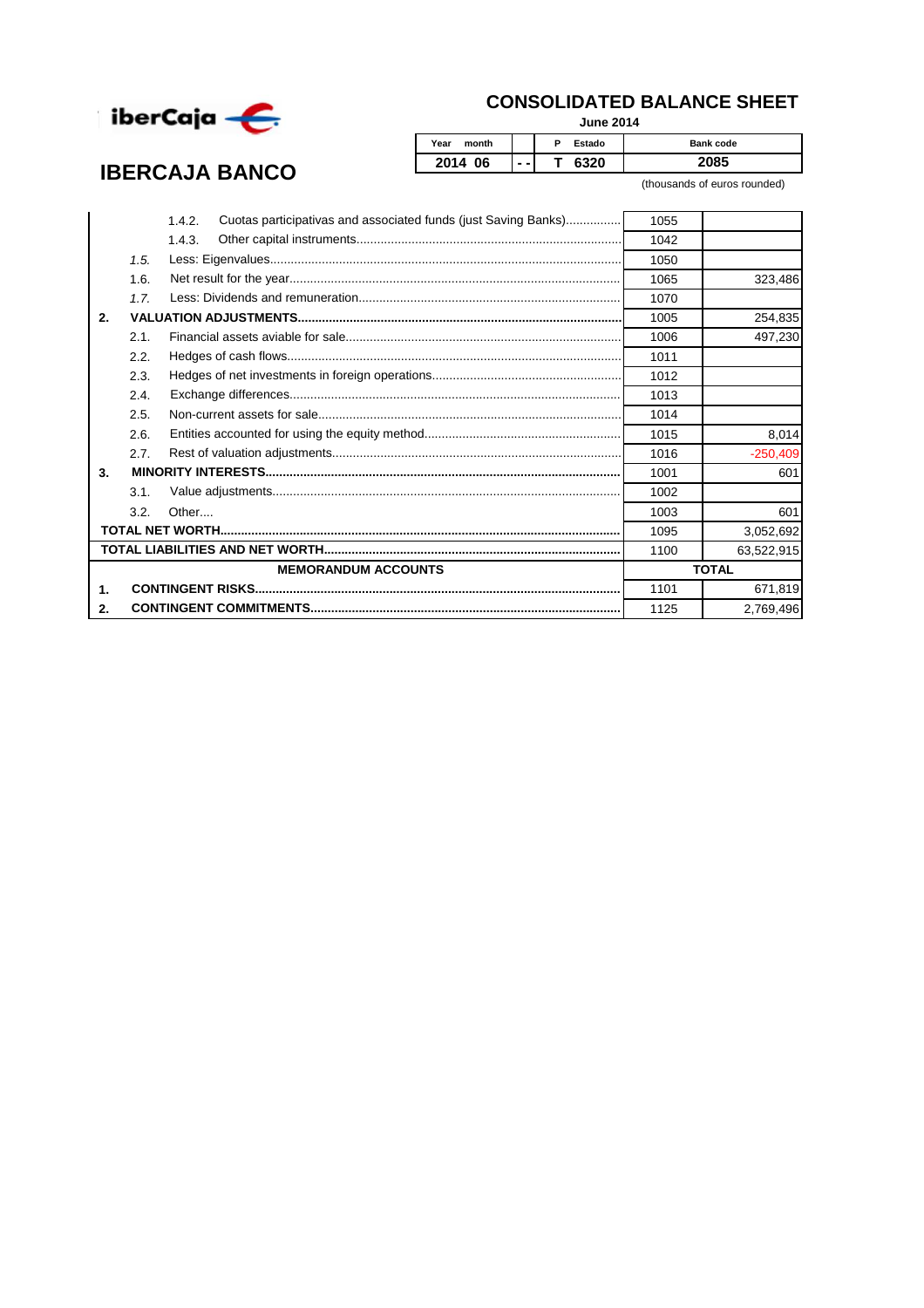# IBERCAJA BANCO

## CONSOLIDATED BALANCE SHEET

**June 2014**

| Year month | | P Estado | Bank code |
|---|---|---|---|
| 2014 06 | - - | T 6320 | 2085 |

(thousands of euros rounded)

| | | | |
|---|---|---|---|
| | 1.4.2. Cuotas participativas and associated funds (just Saving Banks) | 1055 | |
| | 1.4.3. Other capital instruments | 1042 | |
| | *1.5.* Less: Eigenvalues | 1050 | |
| | 1.6. Net result for the year | 1065 | 323,486 |
| | *1.7.* Less: Dividends and remuneration | 1070 | |
| **2.** | **VALUATION ADJUSTMENTS** | 1005 | 254,835 |
| | 2.1. Financial assets aviable for sale | 1006 | 497,230 |
| | 2.2. Hedges of cash flows | 1011 | |
| | 2.3. Hedges of net investments in foreign operations | 1012 | |
| | 2.4. Exchange differences | 1013 | |
| | 2.5. Non-current assets for sale | 1014 | |
| | 2.6. Entities accounted for using the equity method | 1015 | 8,014 |
| | 2.7. Rest of valuation adjustments | 1016 | -250,409 |
| **3.** | **MINORITY INTERESTS** | 1001 | 601 |
| | 3.1. Value adjustments | 1002 | |
| | 3.2. Other.... | 1003 | 601 |
| **TOTAL NET WORTH** | | 1095 | 3,052,692 |
| **TOTAL LIABILITIES AND NET WORTH** | | 1100 | 63,522,915 |
| | **MEMORANDUM ACCOUNTS** | | **TOTAL** |
| **1.** | **CONTINGENT RISKS** | 1101 | 671,819 |
| **2.** | **CONTINGENT COMMITMENTS** | 1125 | 2,769,496 |